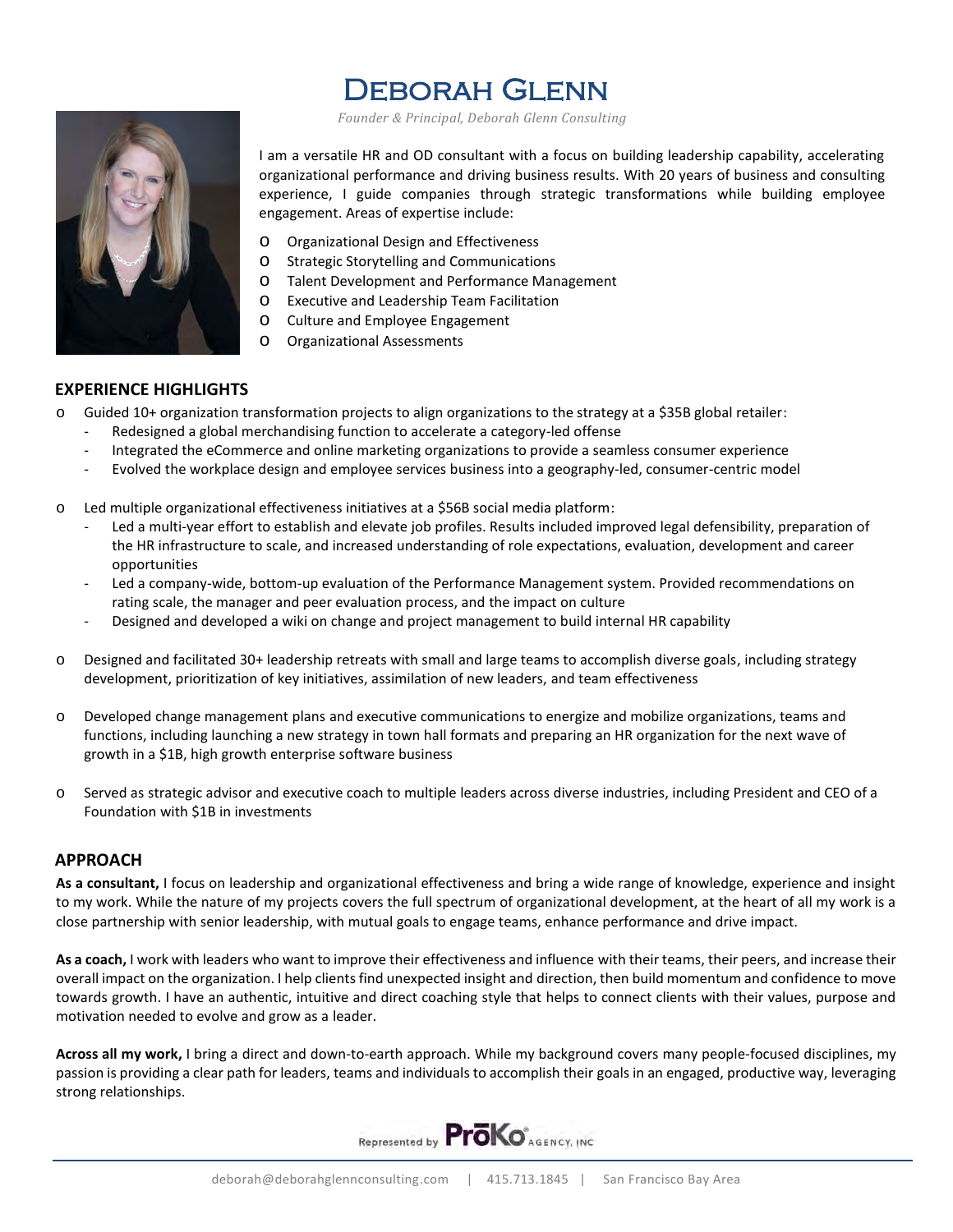# Deborah Glenn

*Founder & Principal, Deborah Glenn Consulting*

I am a versatile HR and OD consultant with a focus on building leadership capability, accelerating organizational performance and driving business results. With 20 years of business and consulting experience, I guide companies through strategic transformations while building employee engagement. Areas of expertise include:

- Organizational Design and Effectiveness
- Strategic Storytelling and Communications
- Talent Development and Performance Management
- Executive and Leadership Team Facilitation
- Culture and Employee Engagement
- Organizational Assessments

## EXPERIENCE HIGHLIGHTS

- Guided 10+ organization transformation projects to align organizations to the strategy at a $35B global retailer:
  - Redesigned a global merchandising function to accelerate a category-led offense
  - Integrated the eCommerce and online marketing organizations to provide a seamless consumer experience
  - Evolved the workplace design and employee services business into a geography-led, consumer-centric model

- Led multiple organizational effectiveness initiatives at a $56B social media platform:
  - Led a multi-year effort to establish and elevate job profiles. Results included improved legal defensibility, preparation of the HR infrastructure to scale, and increased understanding of role expectations, evaluation, development and career opportunities
  - Led a company-wide, bottom-up evaluation of the Performance Management system. Provided recommendations on rating scale, the manager and peer evaluation process, and the impact on culture
  - Designed and developed a wiki on change and project management to build internal HR capability

- Designed and facilitated 30+ leadership retreats with small and large teams to accomplish diverse goals, including strategy development, prioritization of key initiatives, assimilation of new leaders, and team effectiveness

- Developed change management plans and executive communications to energize and mobilize organizations, teams and functions, including launching a new strategy in town hall formats and preparing an HR organization for the next wave of growth in a $1B, high growth enterprise software business

- Served as strategic advisor and executive coach to multiple leaders across diverse industries, including President and CEO of a Foundation with $1B in investments

## APPROACH

**As a consultant,** I focus on leadership and organizational effectiveness and bring a wide range of knowledge, experience and insight to my work. While the nature of my projects covers the full spectrum of organizational development, at the heart of all my work is a close partnership with senior leadership, with mutual goals to engage teams, enhance performance and drive impact.

**As a coach,** I work with leaders who want to improve their effectiveness and influence with their teams, their peers, and increase their overall impact on the organization. I help clients find unexpected insight and direction, then build momentum and confidence to move towards growth. I have an authentic, intuitive and direct coaching style that helps to connect clients with their values, purpose and motivation needed to evolve and grow as a leader.

**Across all my work,** I bring a direct and down-to-earth approach. While my background covers many people-focused disciplines, my passion is providing a clear path for leaders, teams and individuals to accomplish their goals in an engaged, productive way, leveraging strong relationships.

Represented by ProKo Agency, Inc

deborah@deborahglennconsulting.com | 415.713.1845 | San Francisco Bay Area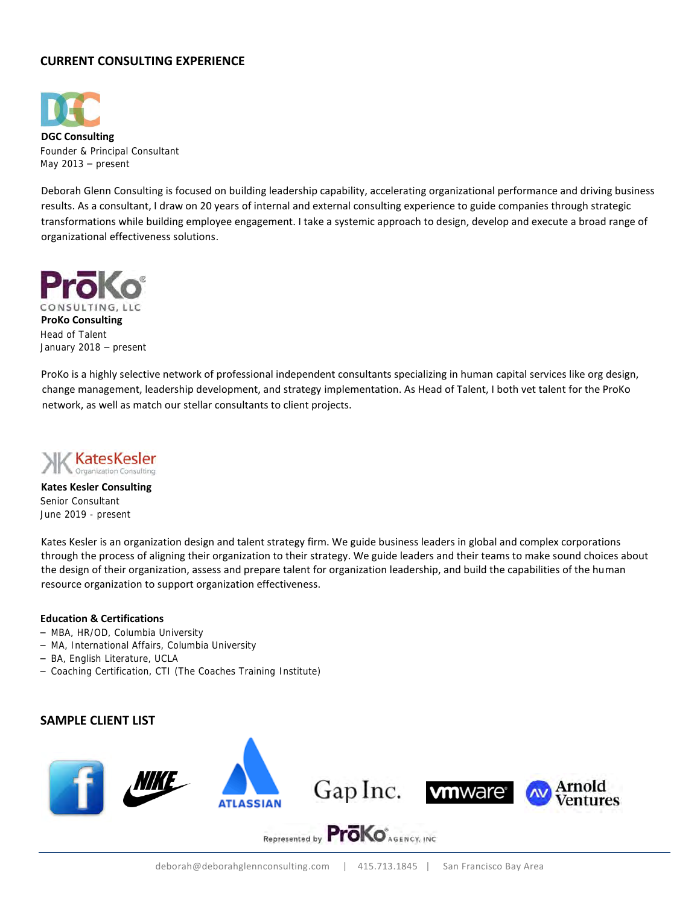## CURRENT CONSULTING EXPERIENCE

**DGC Consulting**
Founder & Principal Consultant
May 2013 – present

Deborah Glenn Consulting is focused on building leadership capability, accelerating organizational performance and driving business results. As a consultant, I draw on 20 years of internal and external consulting experience to guide companies through strategic transformations while building employee engagement. I take a systemic approach to design, develop and execute a broad range of organizational effectiveness solutions.

**ProKo Consulting**
Head of Talent
January 2018 – present

ProKo is a highly selective network of professional independent consultants specializing in human capital services like org design, change management, leadership development, and strategy implementation. As Head of Talent, I both vet talent for the ProKo network, as well as match our stellar consultants to client projects.

**Kates Kesler Consulting**
Senior Consultant
June 2019 - present

Kates Kesler is an organization design and talent strategy firm. We guide business leaders in global and complex corporations through the process of aligning their organization to their strategy. We guide leaders and their teams to make sound choices about the design of their organization, assess and prepare talent for organization leadership, and build the capabilities of the human resource organization to support organization effectiveness.

**Education & Certifications**

- MBA, HR/OD, Columbia University
- MA, International Affairs, Columbia University
- BA, English Literature, UCLA
- Coaching Certification, CTI (The Coaches Training Institute)

## SAMPLE CLIENT LIST

Represented by ProKo AGENCY, INC

deborah@deborahglennconsulting.com | 415.713.1845 | San Francisco Bay Area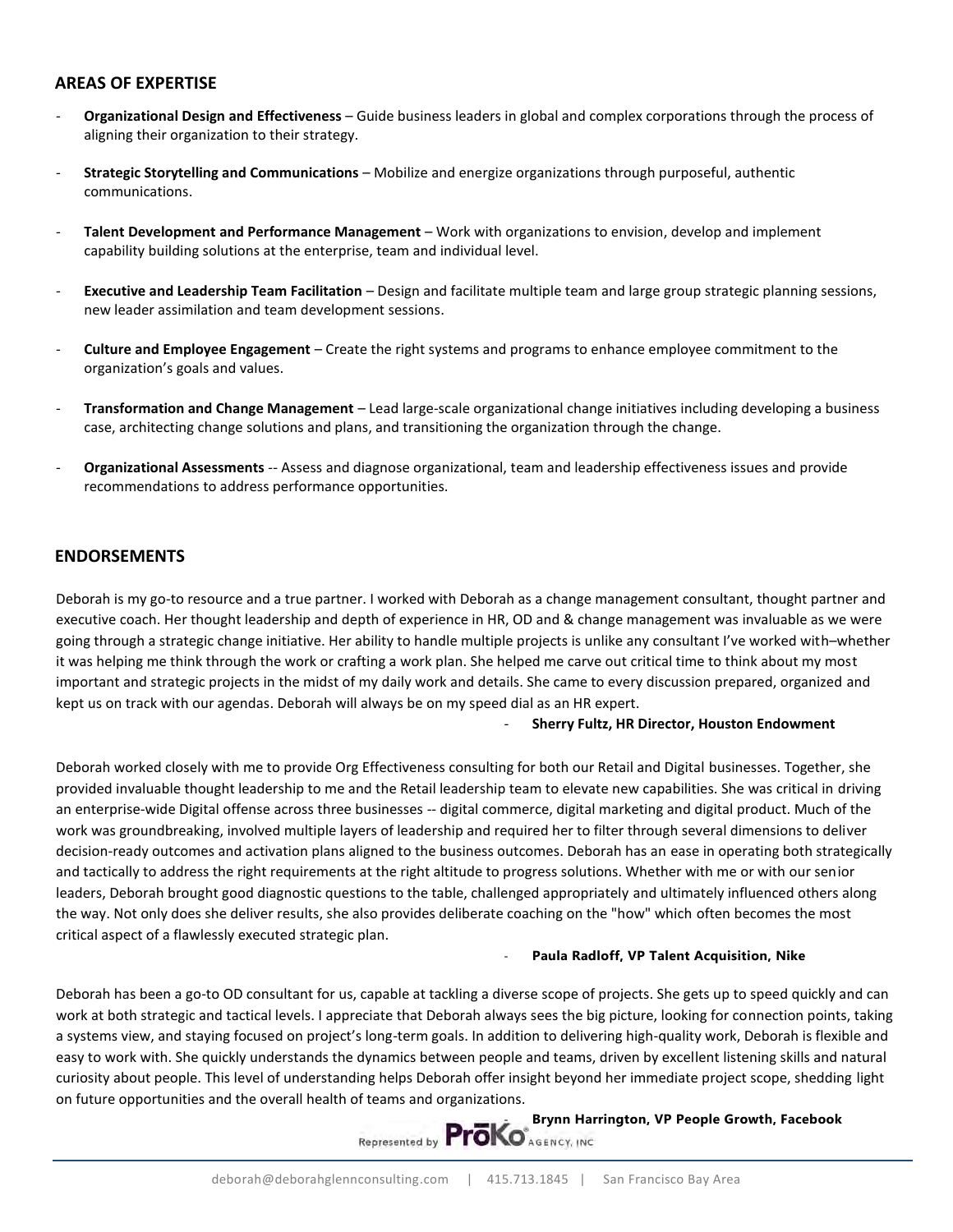## AREAS OF EXPERTISE

- **Organizational Design and Effectiveness** – Guide business leaders in global and complex corporations through the process of aligning their organization to their strategy.
- **Strategic Storytelling and Communications** – Mobilize and energize organizations through purposeful, authentic communications.
- **Talent Development and Performance Management** – Work with organizations to envision, develop and implement capability building solutions at the enterprise, team and individual level.
- **Executive and Leadership Team Facilitation** – Design and facilitate multiple team and large group strategic planning sessions, new leader assimilation and team development sessions.
- **Culture and Employee Engagement** – Create the right systems and programs to enhance employee commitment to the organization's goals and values.
- **Transformation and Change Management** – Lead large-scale organizational change initiatives including developing a business case, architecting change solutions and plans, and transitioning the organization through the change.
- **Organizational Assessments** -- Assess and diagnose organizational, team and leadership effectiveness issues and provide recommendations to address performance opportunities.

## ENDORSEMENTS

Deborah is my go-to resource and a true partner. I worked with Deborah as a change management consultant, thought partner and executive coach. Her thought leadership and depth of experience in HR, OD and & change management was invaluable as we were going through a strategic change initiative. Her ability to handle multiple projects is unlike any consultant I've worked with–whether it was helping me think through the work or crafting a work plan. She helped me carve out critical time to think about my most important and strategic projects in the midst of my daily work and details. She came to every discussion prepared, organized and kept us on track with our agendas. Deborah will always be on my speed dial as an HR expert.

- **Sherry Fultz, HR Director, Houston Endowment**

Deborah worked closely with me to provide Org Effectiveness consulting for both our Retail and Digital businesses. Together, she provided invaluable thought leadership to me and the Retail leadership team to elevate new capabilities. She was critical in driving an enterprise-wide Digital offense across three businesses -- digital commerce, digital marketing and digital product. Much of the work was groundbreaking, involved multiple layers of leadership and required her to filter through several dimensions to deliver decision-ready outcomes and activation plans aligned to the business outcomes. Deborah has an ease in operating both strategically and tactically to address the right requirements at the right altitude to progress solutions. Whether with me or with our senior leaders, Deborah brought good diagnostic questions to the table, challenged appropriately and ultimately influenced others along the way. Not only does she deliver results, she also provides deliberate coaching on the "how" which often becomes the most critical aspect of a flawlessly executed strategic plan.

- **Paula Radloff, VP Talent Acquisition, Nike**

Deborah has been a go-to OD consultant for us, capable at tackling a diverse scope of projects. She gets up to speed quickly and can work at both strategic and tactical levels. I appreciate that Deborah always sees the big picture, looking for connection points, taking a systems view, and staying focused on project's long-term goals. In addition to delivering high-quality work, Deborah is flexible and easy to work with. She quickly understands the dynamics between people and teams, driven by excellent listening skills and natural curiosity about people. This level of understanding helps Deborah offer insight beyond her immediate project scope, shedding light on future opportunities and the overall health of teams and organizations.

- **Brynn Harrington, VP People Growth, Facebook**

Represented by PrōKo AGENCY, INC

deborah@deborahglennconsulting.com | 415.713.1845 | San Francisco Bay Area